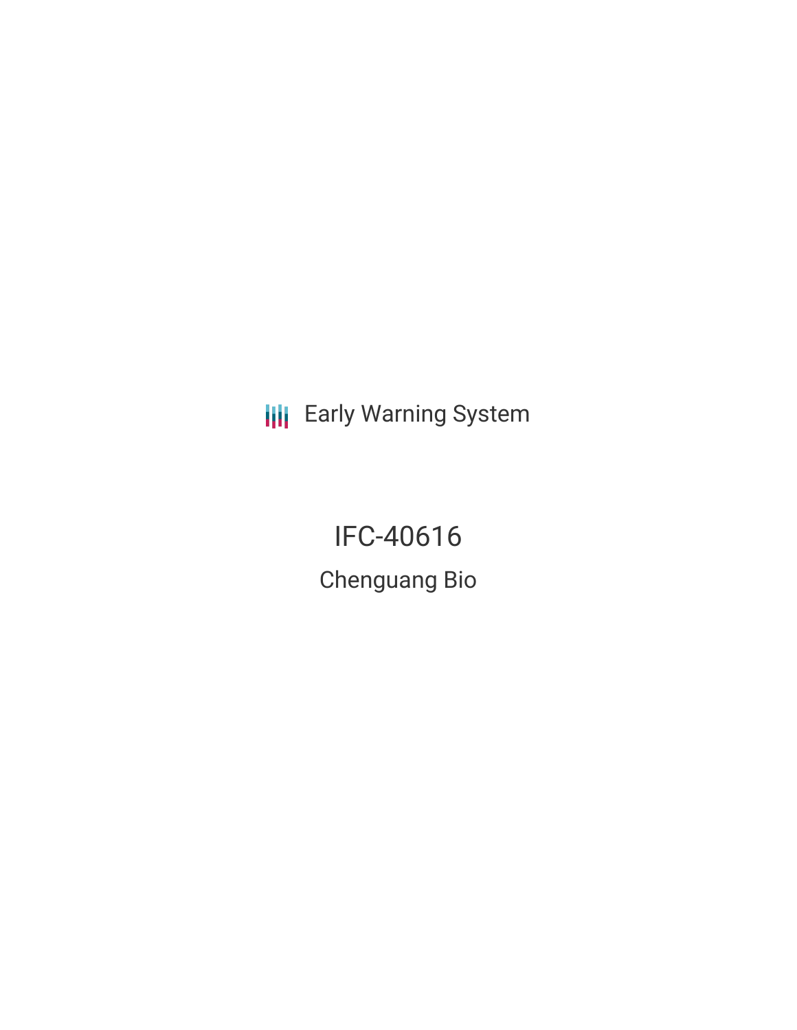Early Warning System

# IFC-40616

## Chenguang Bio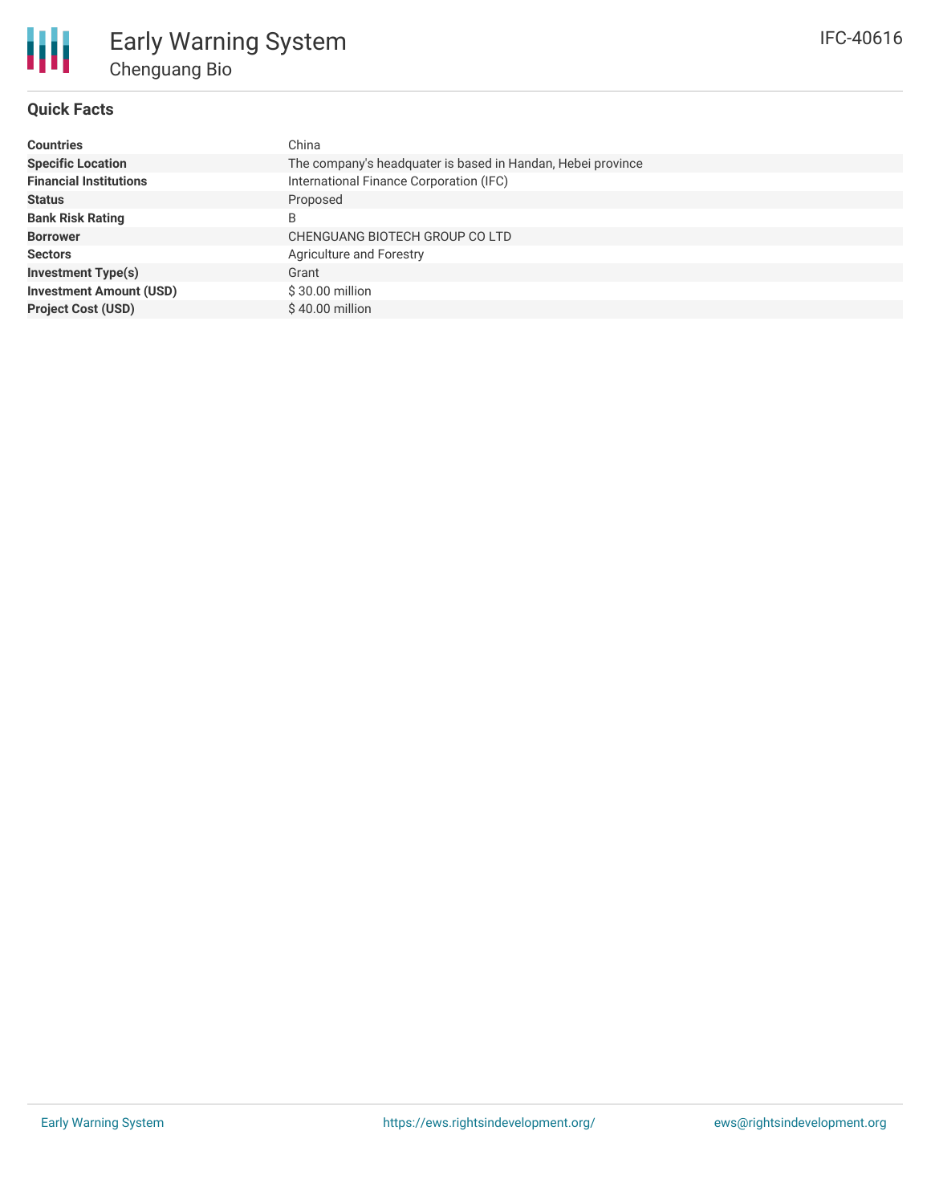# Early Warning System

## Chenguang Bio

IFC-40616

### Quick Facts

| | |
|---|---|
| **Countries** | China |
| **Specific Location** | The company's headquater is based in Handan, Hebei province |
| **Financial Institutions** | International Finance Corporation (IFC) |
| **Status** | Proposed |
| **Bank Risk Rating** | B |
| **Borrower** | CHENGUANG BIOTECH GROUP CO LTD |
| **Sectors** | Agriculture and Forestry |
| **Investment Type(s)** | Grant |
| **Investment Amount (USD)** | $ 30.00 million |
| **Project Cost (USD)** | $ 40.00 million |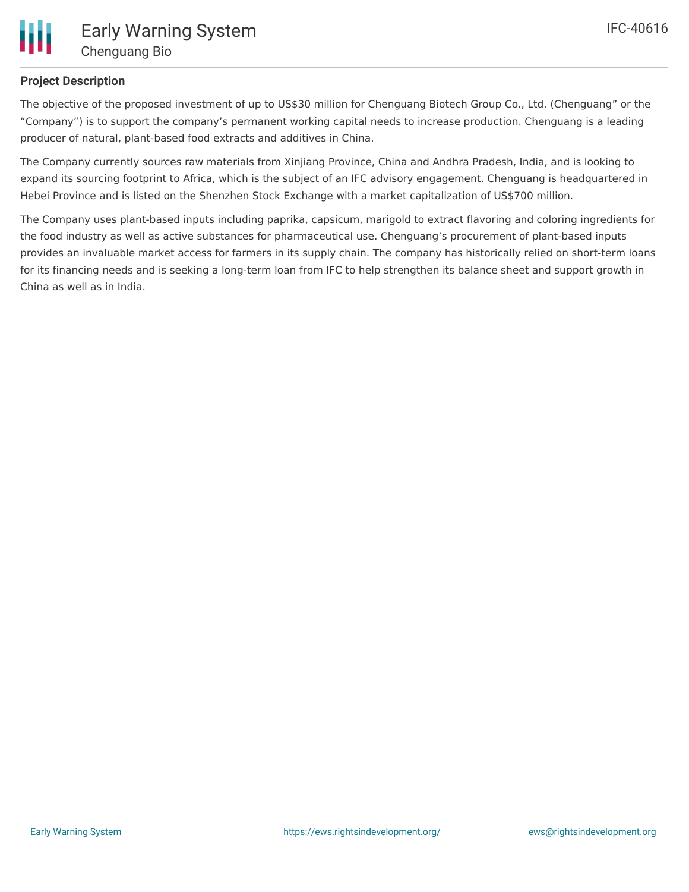**Project Description**

The objective of the proposed investment of up to US$30 million for Chenguang Biotech Group Co., Ltd. (Chenguang" or the "Company") is to support the company's permanent working capital needs to increase production. Chenguang is a leading producer of natural, plant-based food extracts and additives in China.

The Company currently sources raw materials from Xinjiang Province, China and Andhra Pradesh, India, and is looking to expand its sourcing footprint to Africa, which is the subject of an IFC advisory engagement. Chenguang is headquartered in Hebei Province and is listed on the Shenzhen Stock Exchange with a market capitalization of US$700 million.

The Company uses plant-based inputs including paprika, capsicum, marigold to extract flavoring and coloring ingredients for the food industry as well as active substances for pharmaceutical use. Chenguang's procurement of plant-based inputs provides an invaluable market access for farmers in its supply chain. The company has historically relied on short-term loans for its financing needs and is seeking a long-term loan from IFC to help strengthen its balance sheet and support growth in China as well as in India.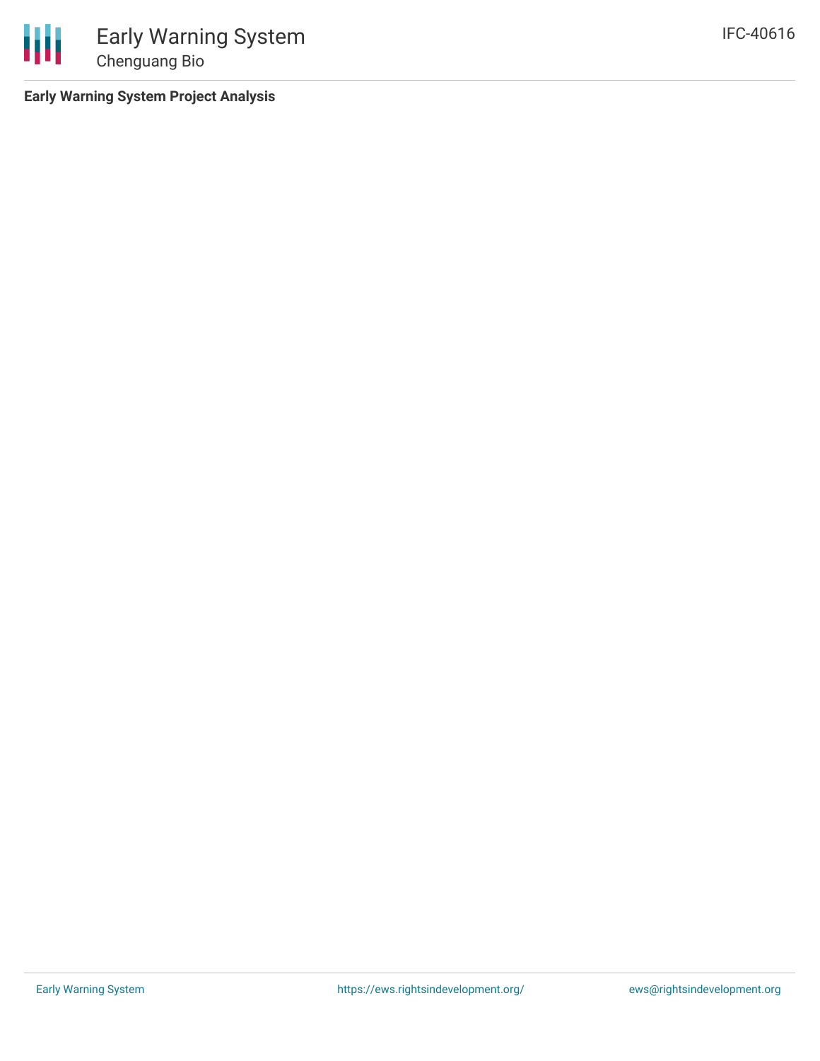**Early Warning System Project Analysis**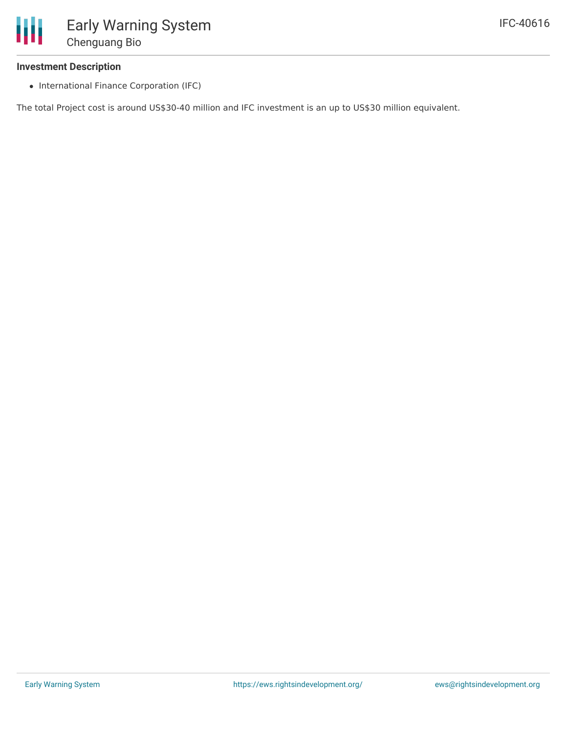### Investment Description

- International Finance Corporation (IFC)

The total Project cost is around US$30-40 million and IFC investment is an up to US$30 million equivalent.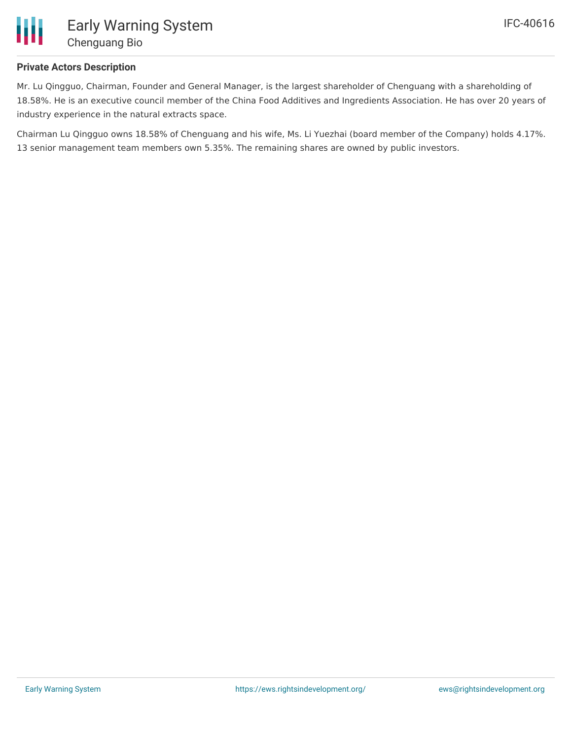#### Private Actors Description

Mr. Lu Qingguo, Chairman, Founder and General Manager, is the largest shareholder of Chenguang with a shareholding of 18.58%. He is an executive council member of the China Food Additives and Ingredients Association. He has over 20 years of industry experience in the natural extracts space.

Chairman Lu Qingguo owns 18.58% of Chenguang and his wife, Ms. Li Yuezhai (board member of the Company) holds 4.17%. 13 senior management team members own 5.35%. The remaining shares are owned by public investors.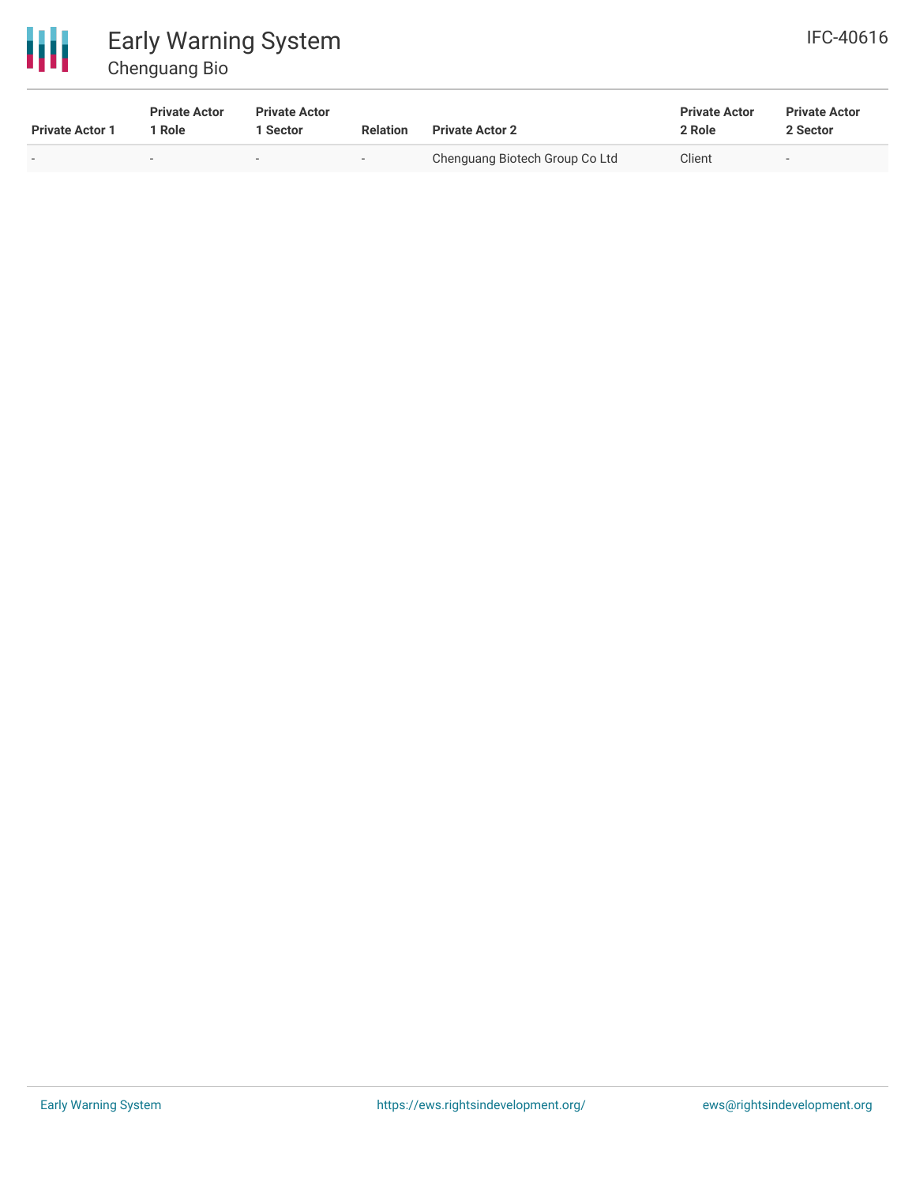| Private Actor 1 | Private Actor 1 Role | Private Actor 1 Sector | Relation | Private Actor 2 | Private Actor 2 Role | Private Actor 2 Sector |
|---|---|---|---|---|---|---|
| - | - | - | - | Chenguang Biotech Group Co Ltd | Client | - |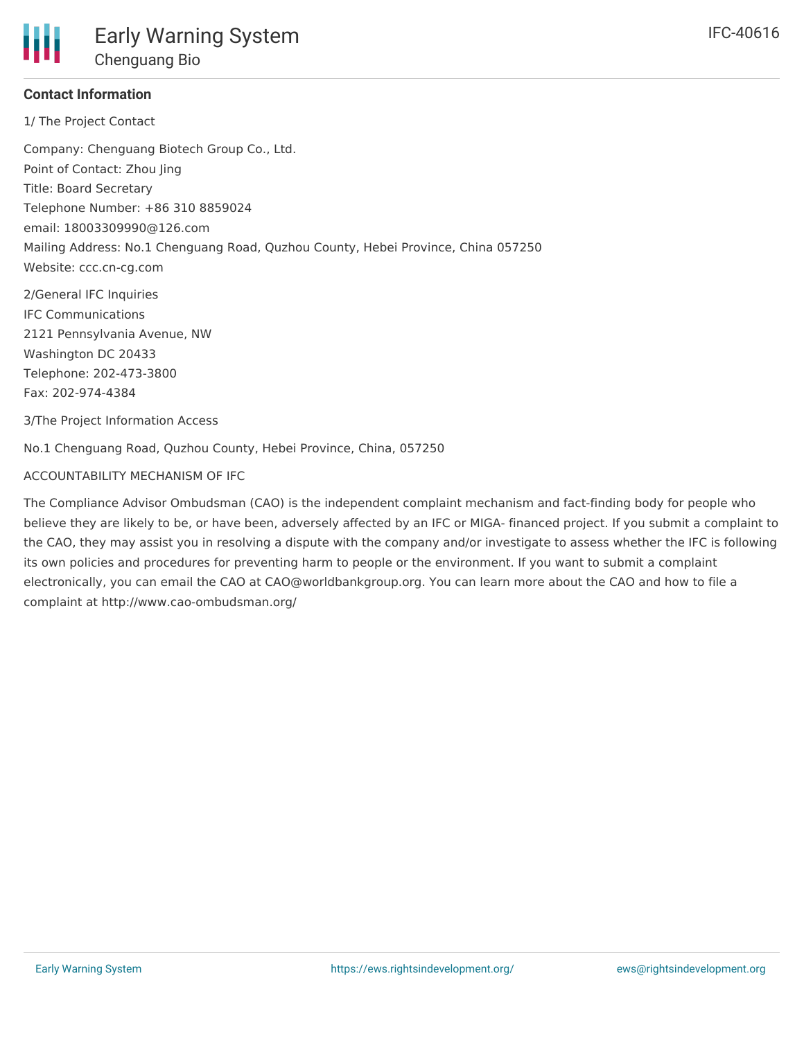**Contact Information**

1/ The Project Contact

Company: Chenguang Biotech Group Co., Ltd.
Point of Contact: Zhou Jing
Title: Board Secretary
Telephone Number: +86 310 8859024
email: 18003309990@126.com
Mailing Address: No.1 Chenguang Road, Quzhou County, Hebei Province, China 057250
Website: ccc.cn-cg.com

2/General IFC Inquiries
IFC Communications
2121 Pennsylvania Avenue, NW
Washington DC 20433
Telephone: 202-473-3800
Fax: 202-974-4384

3/The Project Information Access

No.1 Chenguang Road, Quzhou County, Hebei Province, China, 057250

ACCOUNTABILITY MECHANISM OF IFC

The Compliance Advisor Ombudsman (CAO) is the independent complaint mechanism and fact-finding body for people who believe they are likely to be, or have been, adversely affected by an IFC or MIGA- financed project. If you submit a complaint to the CAO, they may assist you in resolving a dispute with the company and/or investigate to assess whether the IFC is following its own policies and procedures for preventing harm to people or the environment. If you want to submit a complaint electronically, you can email the CAO at CAO@worldbankgroup.org. You can learn more about the CAO and how to file a complaint at http://www.cao-ombudsman.org/